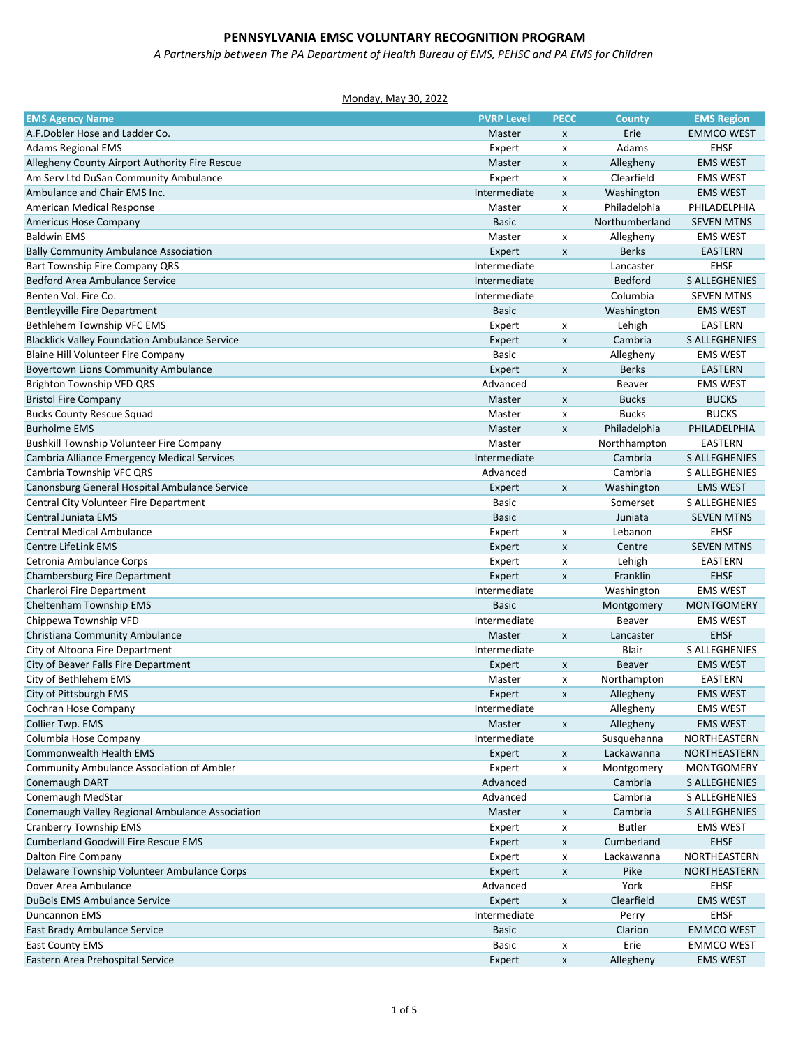# PENNSYLVANIA EMSC VOLUNTARY RECOGNITION PROGRAM

*A Partnership between The PA Department of Health Bureau of EMS, PEHSC and PA EMS for Children*

Monday, May 30, 2022

| EMS Agency Name | PVRP Level | PECC | County | EMS Region |
|---|---|---|---|---|
| A.F.Dobler Hose and Ladder Co. | Master | x | Erie | EMMCO WEST |
| Adams Regional EMS | Expert | x | Adams | EHSF |
| Allegheny County Airport Authority Fire Rescue | Master | x | Allegheny | EMS WEST |
| Am Serv Ltd DuSan Community Ambulance | Expert | x | Clearfield | EMS WEST |
| Ambulance and Chair EMS Inc. | Intermediate | x | Washington | EMS WEST |
| American Medical Response | Master | x | Philadelphia | PHILADELPHIA |
| Americus Hose Company | Basic | | Northumberland | SEVEN MTNS |
| Baldwin EMS | Master | x | Allegheny | EMS WEST |
| Bally Community Ambulance Association | Expert | x | Berks | EASTERN |
| Bart Township Fire Company QRS | Intermediate | | Lancaster | EHSF |
| Bedford Area Ambulance Service | Intermediate | | Bedford | S ALLEGHENIES |
| Benten Vol. Fire Co. | Intermediate | | Columbia | SEVEN MTNS |
| Bentleyville Fire Department | Basic | | Washington | EMS WEST |
| Bethlehem Township VFC EMS | Expert | x | Lehigh | EASTERN |
| Blacklick Valley Foundation Ambulance Service | Expert | x | Cambria | S ALLEGHENIES |
| Blaine Hill Volunteer Fire Company | Basic | | Allegheny | EMS WEST |
| Boyertown Lions Community Ambulance | Expert | x | Berks | EASTERN |
| Brighton Township VFD QRS | Advanced | | Beaver | EMS WEST |
| Bristol Fire Company | Master | x | Bucks | BUCKS |
| Bucks County Rescue Squad | Master | x | Bucks | BUCKS |
| Burholme EMS | Master | x | Philadelphia | PHILADELPHIA |
| Bushkill Township Volunteer Fire Company | Master | | Northhampton | EASTERN |
| Cambria Alliance Emergency Medical Services | Intermediate | | Cambria | S ALLEGHENIES |
| Cambria Township VFC QRS | Advanced | | Cambria | S ALLEGHENIES |
| Canonsburg General Hospital Ambulance Service | Expert | x | Washington | EMS WEST |
| Central City Volunteer Fire Department | Basic | | Somerset | S ALLEGHENIES |
| Central Juniata EMS | Basic | | Juniata | SEVEN MTNS |
| Central Medical Ambulance | Expert | x | Lebanon | EHSF |
| Centre LifeLink EMS | Expert | x | Centre | SEVEN MTNS |
| Cetronia Ambulance Corps | Expert | x | Lehigh | EASTERN |
| Chambersburg Fire Department | Expert | x | Franklin | EHSF |
| Charleroi Fire Department | Intermediate | | Washington | EMS WEST |
| Cheltenham Township EMS | Basic | | Montgomery | MONTGOMERY |
| Chippewa Township VFD | Intermediate | | Beaver | EMS WEST |
| Christiana Community Ambulance | Master | x | Lancaster | EHSF |
| City of Altoona Fire Department | Intermediate | | Blair | S ALLEGHENIES |
| City of Beaver Falls Fire Department | Expert | x | Beaver | EMS WEST |
| City of Bethlehem EMS | Master | x | Northampton | EASTERN |
| City of Pittsburgh EMS | Expert | x | Allegheny | EMS WEST |
| Cochran Hose Company | Intermediate | | Allegheny | EMS WEST |
| Collier Twp. EMS | Master | x | Allegheny | EMS WEST |
| Columbia Hose Company | Intermediate | | Susquehanna | NORTHEASTERN |
| Commonwealth Health EMS | Expert | x | Lackawanna | NORTHEASTERN |
| Community Ambulance Association of Ambler | Expert | x | Montgomery | MONTGOMERY |
| Conemaugh DART | Advanced | | Cambria | S ALLEGHENIES |
| Conemaugh MedStar | Advanced | | Cambria | S ALLEGHENIES |
| Conemaugh Valley Regional Ambulance Association | Master | x | Cambria | S ALLEGHENIES |
| Cranberry Township EMS | Expert | x | Butler | EMS WEST |
| Cumberland Goodwill Fire Rescue EMS | Expert | x | Cumberland | EHSF |
| Dalton Fire Company | Expert | x | Lackawanna | NORTHEASTERN |
| Delaware Township Volunteer Ambulance Corps | Expert | x | Pike | NORTHEASTERN |
| Dover Area Ambulance | Advanced | | York | EHSF |
| DuBois EMS Ambulance Service | Expert | x | Clearfield | EMS WEST |
| Duncannon EMS | Intermediate | | Perry | EHSF |
| East Brady Ambulance Service | Basic | | Clarion | EMMCO WEST |
| East County EMS | Basic | x | Erie | EMMCO WEST |
| Eastern Area Prehospital Service | Expert | x | Allegheny | EMS WEST |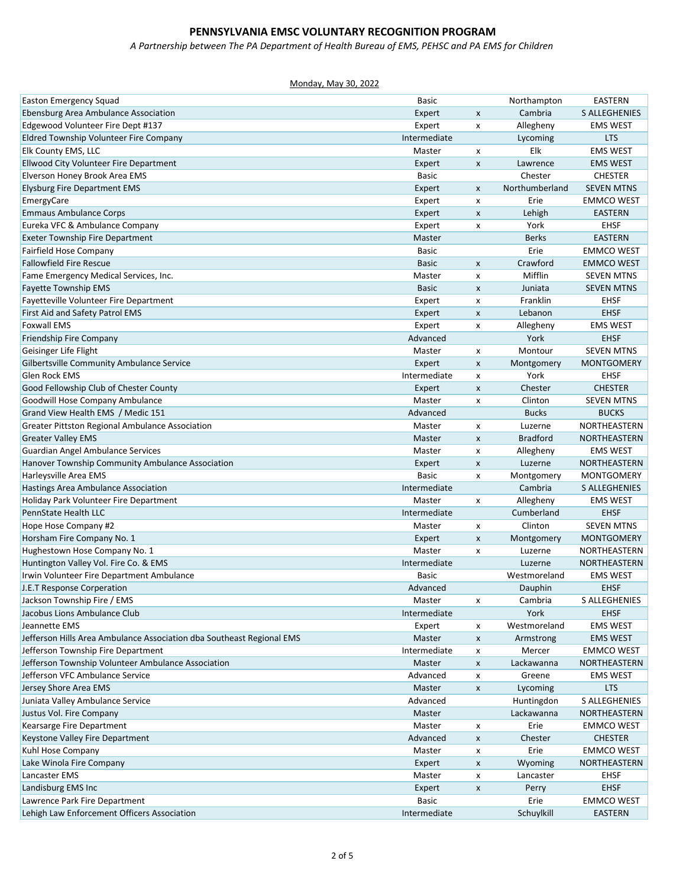# PENNSYLVANIA EMSC VOLUNTARY RECOGNITION PROGRAM

*A Partnership between The PA Department of Health Bureau of EMS, PEHSC and PA EMS for Children*

Monday, May 30, 2022

| | | | | |
|---|---|---|---|---|
| Easton Emergency Squad | Basic | | Northampton | EASTERN |
| Ebensburg Area Ambulance Association | Expert | x | Cambria | S ALLEGHENIES |
| Edgewood Volunteer Fire Dept #137 | Expert | x | Allegheny | EMS WEST |
| Eldred Township Volunteer Fire Company | Intermediate | | Lycoming | LTS |
| Elk County EMS, LLC | Master | x | Elk | EMS WEST |
| Ellwood City Volunteer Fire Department | Expert | x | Lawrence | EMS WEST |
| Elverson Honey Brook Area EMS | Basic | | Chester | CHESTER |
| Elysburg Fire Department EMS | Expert | x | Northumberland | SEVEN MTNS |
| EmergyCare | Expert | x | Erie | EMMCO WEST |
| Emmaus Ambulance Corps | Expert | x | Lehigh | EASTERN |
| Eureka VFC & Ambulance Company | Expert | x | York | EHSF |
| Exeter Township Fire Department | Master | | Berks | EASTERN |
| Fairfield Hose Company | Basic | | Erie | EMMCO WEST |
| Fallowfield Fire Rescue | Basic | x | Crawford | EMMCO WEST |
| Fame Emergency Medical Services, Inc. | Master | x | Mifflin | SEVEN MTNS |
| Fayette Township EMS | Basic | x | Juniata | SEVEN MTNS |
| Fayetteville Volunteer Fire Department | Expert | x | Franklin | EHSF |
| First Aid and Safety Patrol EMS | Expert | x | Lebanon | EHSF |
| Foxwall EMS | Expert | x | Allegheny | EMS WEST |
| Friendship Fire Company | Advanced | | York | EHSF |
| Geisinger Life Flight | Master | x | Montour | SEVEN MTNS |
| Gilbertsville Community Ambulance Service | Expert | x | Montgomery | MONTGOMERY |
| Glen Rock EMS | Intermediate | x | York | EHSF |
| Good Fellowship Club of Chester County | Expert | x | Chester | CHESTER |
| Goodwill Hose Company Ambulance | Master | x | Clinton | SEVEN MTNS |
| Grand View Health EMS / Medic 151 | Advanced | | Bucks | BUCKS |
| Greater Pittston Regional Ambulance Association | Master | x | Luzerne | NORTHEASTERN |
| Greater Valley EMS | Master | x | Bradford | NORTHEASTERN |
| Guardian Angel Ambulance Services | Master | x | Allegheny | EMS WEST |
| Hanover Township Community Ambulance Association | Expert | x | Luzerne | NORTHEASTERN |
| Harleysville Area EMS | Basic | x | Montgomery | MONTGOMERY |
| Hastings Area Ambulance Association | Intermediate | | Cambria | S ALLEGHENIES |
| Holiday Park Volunteer Fire Department | Master | x | Allegheny | EMS WEST |
| PennState Health LLC | Intermediate | | Cumberland | EHSF |
| Hope Hose Company #2 | Master | x | Clinton | SEVEN MTNS |
| Horsham Fire Company No. 1 | Expert | x | Montgomery | MONTGOMERY |
| Hughestown Hose Company No. 1 | Master | x | Luzerne | NORTHEASTERN |
| Huntington Valley Vol. Fire Co. & EMS | Intermediate | | Luzerne | NORTHEASTERN |
| Irwin Volunteer Fire Department Ambulance | Basic | | Westmoreland | EMS WEST |
| J.E.T Response Corperation | Advanced | | Dauphin | EHSF |
| Jackson Township Fire / EMS | Master | x | Cambria | S ALLEGHENIES |
| Jacobus Lions Ambulance Club | Intermediate | | York | EHSF |
| Jeannette EMS | Expert | x | Westmoreland | EMS WEST |
| Jefferson Hills Area Ambulance Association dba Southeast Regional EMS | Master | x | Armstrong | EMS WEST |
| Jefferson Township Fire Department | Intermediate | x | Mercer | EMMCO WEST |
| Jefferson Township Volunteer Ambulance Association | Master | x | Lackawanna | NORTHEASTERN |
| Jefferson VFC Ambulance Service | Advanced | x | Greene | EMS WEST |
| Jersey Shore Area EMS | Master | x | Lycoming | LTS |
| Juniata Valley Ambulance Service | Advanced | | Huntingdon | S ALLEGHENIES |
| Justus Vol. Fire Company | Master | | Lackawanna | NORTHEASTERN |
| Kearsarge Fire Department | Master | x | Erie | EMMCO WEST |
| Keystone Valley Fire Department | Advanced | x | Chester | CHESTER |
| Kuhl Hose Company | Master | x | Erie | EMMCO WEST |
| Lake Winola Fire Company | Expert | x | Wyoming | NORTHEASTERN |
| Lancaster EMS | Master | x | Lancaster | EHSF |
| Landisburg EMS Inc | Expert | x | Perry | EHSF |
| Lawrence Park Fire Department | Basic | | Erie | EMMCO WEST |
| Lehigh Law Enforcement Officers Association | Intermediate | | Schuylkill | EASTERN |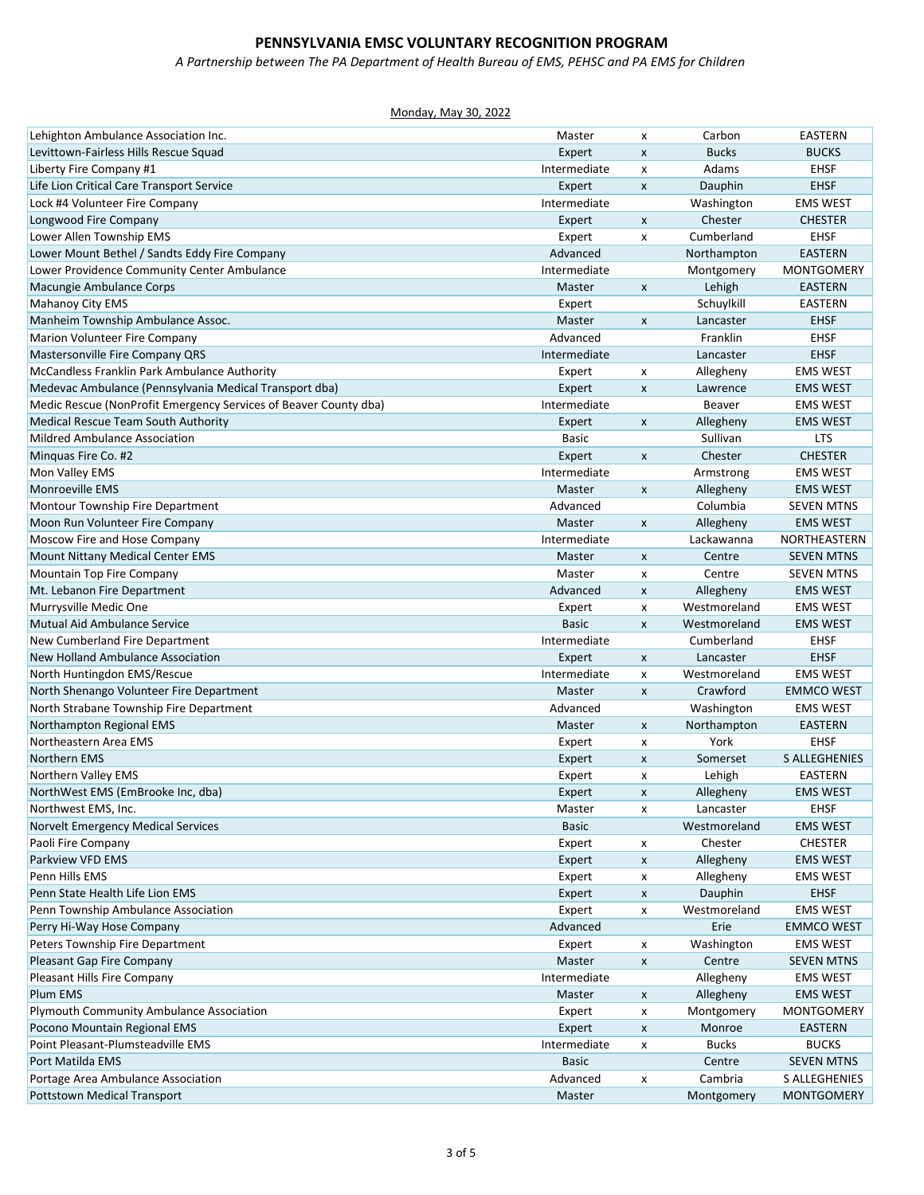# PENNSYLVANIA EMSC VOLUNTARY RECOGNITION PROGRAM

*A Partnership between The PA Department of Health Bureau of EMS, PEHSC and PA EMS for Children*

Monday, May 30, 2022

| | | | | |
|---|---|---|---|---|
| Lehighton Ambulance Association Inc. | Master | x | Carbon | EASTERN |
| Levittown-Fairless Hills Rescue Squad | Expert | x | Bucks | BUCKS |
| Liberty Fire Company #1 | Intermediate | x | Adams | EHSF |
| Life Lion Critical Care Transport Service | Expert | x | Dauphin | EHSF |
| Lock #4 Volunteer Fire Company | Intermediate | | Washington | EMS WEST |
| Longwood Fire Company | Expert | x | Chester | CHESTER |
| Lower Allen Township EMS | Expert | x | Cumberland | EHSF |
| Lower Mount Bethel / Sandts Eddy Fire Company | Advanced | | Northampton | EASTERN |
| Lower Providence Community Center Ambulance | Intermediate | | Montgomery | MONTGOMERY |
| Macungie Ambulance Corps | Master | x | Lehigh | EASTERN |
| Mahanoy City EMS | Expert | | Schuylkill | EASTERN |
| Manheim Township Ambulance Assoc. | Master | x | Lancaster | EHSF |
| Marion Volunteer Fire Company | Advanced | | Franklin | EHSF |
| Mastersonville Fire Company QRS | Intermediate | | Lancaster | EHSF |
| McCandless Franklin Park Ambulance Authority | Expert | x | Allegheny | EMS WEST |
| Medevac Ambulance (Pennsylvania Medical Transport dba) | Expert | x | Lawrence | EMS WEST |
| Medic Rescue (NonProfit Emergency Services of Beaver County dba) | Intermediate | | Beaver | EMS WEST |
| Medical Rescue Team South Authority | Expert | x | Allegheny | EMS WEST |
| Mildred Ambulance Association | Basic | | Sullivan | LTS |
| Minquas Fire Co. #2 | Expert | x | Chester | CHESTER |
| Mon Valley EMS | Intermediate | | Armstrong | EMS WEST |
| Monroeville EMS | Master | x | Allegheny | EMS WEST |
| Montour Township Fire Department | Advanced | | Columbia | SEVEN MTNS |
| Moon Run Volunteer Fire Company | Master | x | Allegheny | EMS WEST |
| Moscow Fire and Hose Company | Intermediate | | Lackawanna | NORTHEASTERN |
| Mount Nittany Medical Center EMS | Master | x | Centre | SEVEN MTNS |
| Mountain Top Fire Company | Master | x | Centre | SEVEN MTNS |
| Mt. Lebanon Fire Department | Advanced | x | Allegheny | EMS WEST |
| Murrysville Medic One | Expert | x | Westmoreland | EMS WEST |
| Mutual Aid Ambulance Service | Basic | x | Westmoreland | EMS WEST |
| New Cumberland Fire Department | Intermediate | | Cumberland | EHSF |
| New Holland Ambulance Association | Expert | x | Lancaster | EHSF |
| North Huntingdon EMS/Rescue | Intermediate | x | Westmoreland | EMS WEST |
| North Shenango Volunteer Fire Department | Master | x | Crawford | EMMCO WEST |
| North Strabane Township Fire Department | Advanced | | Washington | EMS WEST |
| Northampton Regional EMS | Master | x | Northampton | EASTERN |
| Northeastern Area EMS | Expert | x | York | EHSF |
| Northern EMS | Expert | x | Somerset | S ALLEGHENIES |
| Northern Valley EMS | Expert | x | Lehigh | EASTERN |
| NorthWest EMS (EmBrooke Inc, dba) | Expert | x | Allegheny | EMS WEST |
| Northwest EMS, Inc. | Master | x | Lancaster | EHSF |
| Norvelt Emergency Medical Services | Basic | | Westmoreland | EMS WEST |
| Paoli Fire Company | Expert | x | Chester | CHESTER |
| Parkview VFD EMS | Expert | x | Allegheny | EMS WEST |
| Penn Hills EMS | Expert | x | Allegheny | EMS WEST |
| Penn State Health Life Lion EMS | Expert | x | Dauphin | EHSF |
| Penn Township Ambulance Association | Expert | x | Westmoreland | EMS WEST |
| Perry Hi-Way Hose Company | Advanced | | Erie | EMMCO WEST |
| Peters Township Fire Department | Expert | x | Washington | EMS WEST |
| Pleasant Gap Fire Company | Master | x | Centre | SEVEN MTNS |
| Pleasant Hills Fire Company | Intermediate | | Allegheny | EMS WEST |
| Plum EMS | Master | x | Allegheny | EMS WEST |
| Plymouth Community Ambulance Association | Expert | x | Montgomery | MONTGOMERY |
| Pocono Mountain Regional EMS | Expert | x | Monroe | EASTERN |
| Point Pleasant-Plumsteadville EMS | Intermediate | x | Bucks | BUCKS |
| Port Matilda EMS | Basic | | Centre | SEVEN MTNS |
| Portage Area Ambulance Association | Advanced | x | Cambria | S ALLEGHENIES |
| Pottstown Medical Transport | Master | | Montgomery | MONTGOMERY |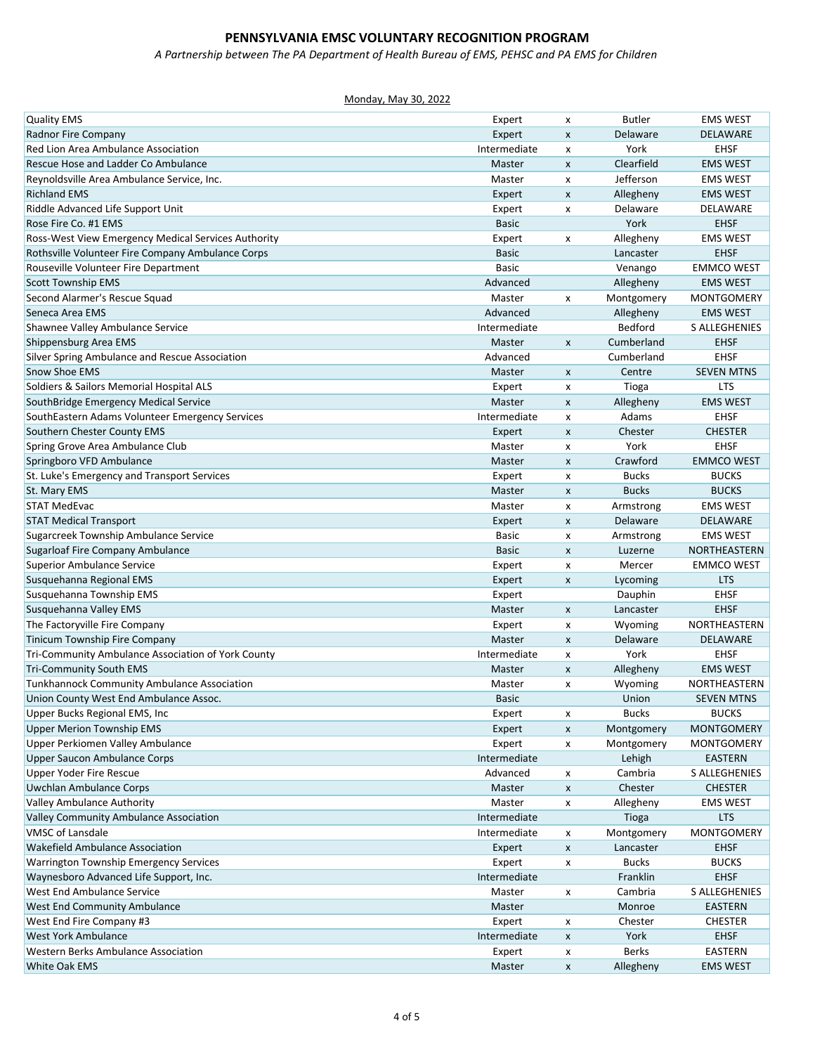**PENNSYLVANIA EMSC VOLUNTARY RECOGNITION PROGRAM**

*A Partnership between The PA Department of Health Bureau of EMS, PEHSC and PA EMS for Children*

Monday, May 30, 2022

| | | | | |
|---|---|---|---|---|
| Quality EMS | Expert | x | Butler | EMS WEST |
| Radnor Fire Company | Expert | x | Delaware | DELAWARE |
| Red Lion Area Ambulance Association | Intermediate | x | York | EHSF |
| Rescue Hose and Ladder Co Ambulance | Master | x | Clearfield | EMS WEST |
| Reynoldsville Area Ambulance Service, Inc. | Master | x | Jefferson | EMS WEST |
| Richland EMS | Expert | x | Allegheny | EMS WEST |
| Riddle Advanced Life Support Unit | Expert | x | Delaware | DELAWARE |
| Rose Fire Co. #1 EMS | Basic | | York | EHSF |
| Ross-West View Emergency Medical Services Authority | Expert | x | Allegheny | EMS WEST |
| Rothsville Volunteer Fire Company Ambulance Corps | Basic | | Lancaster | EHSF |
| Rouseville Volunteer Fire Department | Basic | | Venango | EMMCO WEST |
| Scott Township EMS | Advanced | | Allegheny | EMS WEST |
| Second Alarmer's Rescue Squad | Master | x | Montgomery | MONTGOMERY |
| Seneca Area EMS | Advanced | | Allegheny | EMS WEST |
| Shawnee Valley Ambulance Service | Intermediate | | Bedford | S ALLEGHENIES |
| Shippensburg Area EMS | Master | x | Cumberland | EHSF |
| Silver Spring Ambulance and Rescue Association | Advanced | | Cumberland | EHSF |
| Snow Shoe EMS | Master | x | Centre | SEVEN MTNS |
| Soldiers & Sailors Memorial Hospital ALS | Expert | x | Tioga | LTS |
| SouthBridge Emergency Medical Service | Master | x | Allegheny | EMS WEST |
| SouthEastern Adams Volunteer Emergency Services | Intermediate | x | Adams | EHSF |
| Southern Chester County EMS | Expert | x | Chester | CHESTER |
| Spring Grove Area Ambulance Club | Master | x | York | EHSF |
| Springboro VFD Ambulance | Master | x | Crawford | EMMCO WEST |
| St. Luke's Emergency and Transport Services | Expert | x | Bucks | BUCKS |
| St. Mary EMS | Master | x | Bucks | BUCKS |
| STAT MedEvac | Master | x | Armstrong | EMS WEST |
| STAT Medical Transport | Expert | x | Delaware | DELAWARE |
| Sugarcreek Township Ambulance Service | Basic | x | Armstrong | EMS WEST |
| Sugarloaf Fire Company Ambulance | Basic | x | Luzerne | NORTHEASTERN |
| Superior Ambulance Service | Expert | x | Mercer | EMMCO WEST |
| Susquehanna Regional EMS | Expert | x | Lycoming | LTS |
| Susquehanna Township EMS | Expert | | Dauphin | EHSF |
| Susquehanna Valley EMS | Master | x | Lancaster | EHSF |
| The Factoryville Fire Company | Expert | x | Wyoming | NORTHEASTERN |
| Tinicum Township Fire Company | Master | x | Delaware | DELAWARE |
| Tri-Community Ambulance Association of York County | Intermediate | x | York | EHSF |
| Tri-Community South EMS | Master | x | Allegheny | EMS WEST |
| Tunkhannock Community Ambulance Association | Master | x | Wyoming | NORTHEASTERN |
| Union County West End Ambulance Assoc. | Basic | | Union | SEVEN MTNS |
| Upper Bucks Regional EMS, Inc | Expert | x | Bucks | BUCKS |
| Upper Merion Township EMS | Expert | x | Montgomery | MONTGOMERY |
| Upper Perkiomen Valley Ambulance | Expert | x | Montgomery | MONTGOMERY |
| Upper Saucon Ambulance Corps | Intermediate | | Lehigh | EASTERN |
| Upper Yoder Fire Rescue | Advanced | x | Cambria | S ALLEGHENIES |
| Uwchlan Ambulance Corps | Master | x | Chester | CHESTER |
| Valley Ambulance Authority | Master | x | Allegheny | EMS WEST |
| Valley Community Ambulance Association | Intermediate | | Tioga | LTS |
| VMSC of Lansdale | Intermediate | x | Montgomery | MONTGOMERY |
| Wakefield Ambulance Association | Expert | x | Lancaster | EHSF |
| Warrington Township Emergency Services | Expert | x | Bucks | BUCKS |
| Waynesboro Advanced Life Support, Inc. | Intermediate | | Franklin | EHSF |
| West End Ambulance Service | Master | x | Cambria | S ALLEGHENIES |
| West End Community Ambulance | Master | | Monroe | EASTERN |
| West End Fire Company #3 | Expert | x | Chester | CHESTER |
| West York Ambulance | Intermediate | x | York | EHSF |
| Western Berks Ambulance Association | Expert | x | Berks | EASTERN |
| White Oak EMS | Master | x | Allegheny | EMS WEST |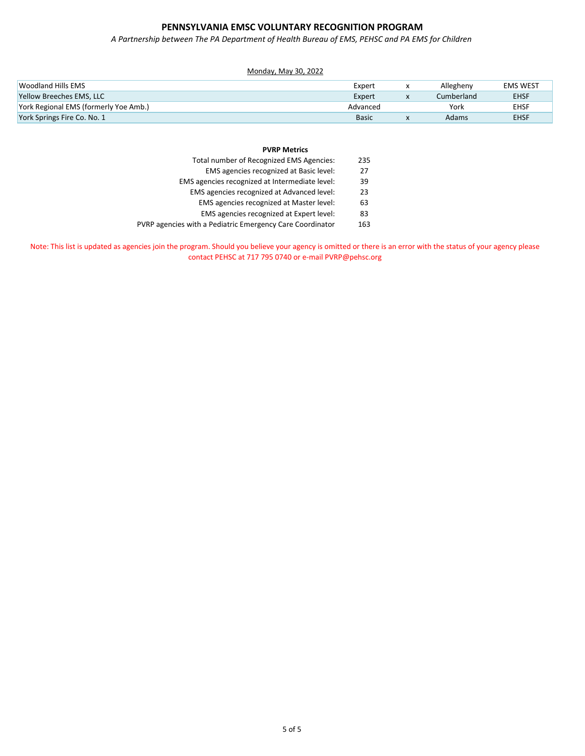**PENNSYLVANIA EMSC VOLUNTARY RECOGNITION PROGRAM**

*A Partnership between The PA Department of Health Bureau of EMS, PEHSC and PA EMS for Children*

Monday, May 30, 2022

| | | | | |
|---|---|---|---|---|
| Woodland Hills EMS | Expert | x | Allegheny | EMS WEST |
| Yellow Breeches EMS, LLC | Expert | x | Cumberland | EHSF |
| York Regional EMS (formerly Yoe Amb.) | Advanced | | York | EHSF |
| York Springs Fire Co. No. 1 | Basic | x | Adams | EHSF |

**PVRP Metrics**

| | |
|---|---|
| Total number of Recognized EMS Agencies: | 235 |
| EMS agencies recognized at Basic level: | 27 |
| EMS agencies recognized at Intermediate level: | 39 |
| EMS agencies recognized at Advanced level: | 23 |
| EMS agencies recognized at Master level: | 63 |
| EMS agencies recognized at Expert level: | 83 |
| PVRP agencies with a Pediatric Emergency Care Coordinator | 163 |

Note: This list is updated as agencies join the program. Should you believe your agency is omitted or there is an error with the status of your agency please contact PEHSC at 717 795 0740 or e-mail PVRP@pehsc.org